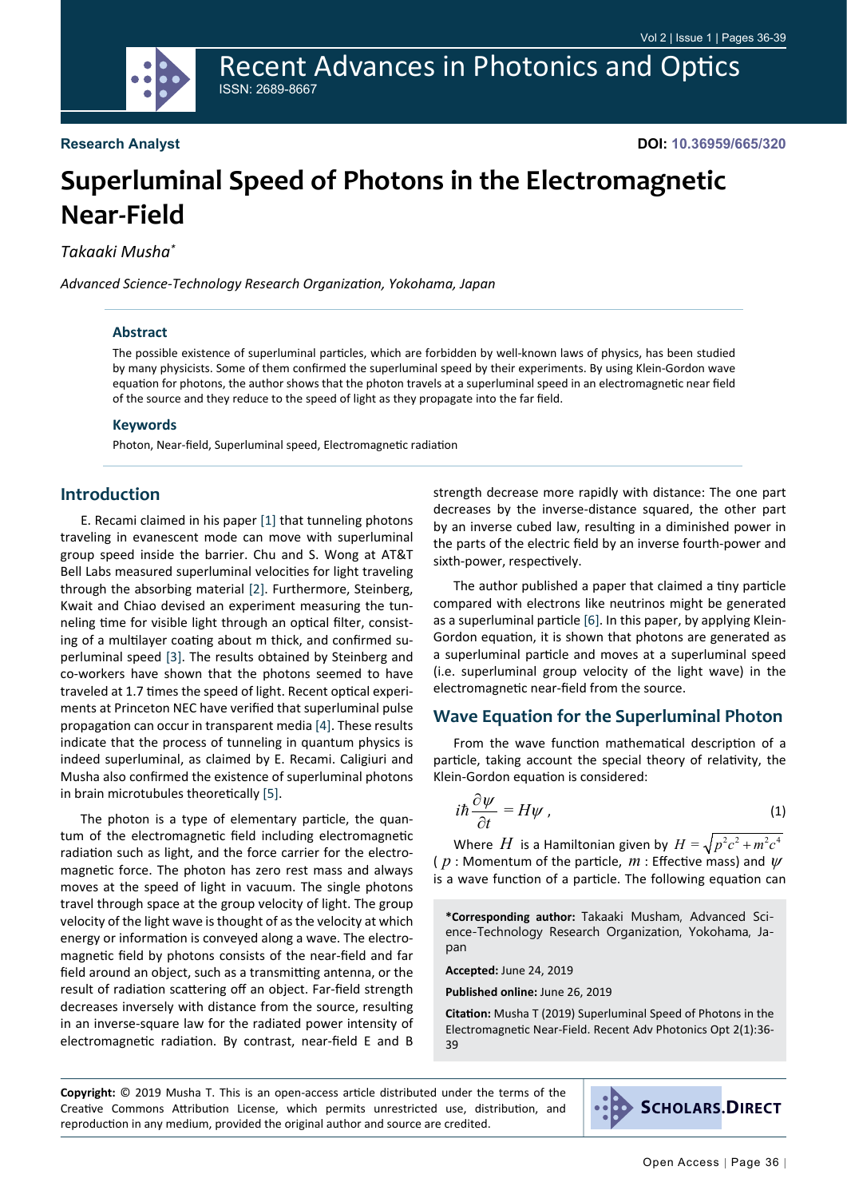Research Analyst

DOI: 10.36959/665/320

# Superluminal Speed of Photons in the Electromagnetic Near-Field

*Takaaki Musha\**

*Advanced Science-Technology Research Organization, Yokohama, Japan*

### Abstract

The possible existence of superluminal particles, which are forbidden by well-known laws of physics, has been studied by many physicists. Some of them confirmed the superluminal speed by their experiments. By using Klein-Gordon wave equation for photons, the author shows that the photon travels at a superluminal speed in an electromagnetic near field of the source and they reduce to the speed of light as they propagate into the far field.

### Keywords

Photon, Near-field, Superluminal speed, Electromagnetic radiation

## Introduction

E. Recami claimed in his paper [1] that tunneling photons traveling in evanescent mode can move with superluminal group speed inside the barrier. Chu and S. Wong at AT&T Bell Labs measured superluminal velocities for light traveling through the absorbing material [2]. Furthermore, Steinberg, Kwait and Chiao devised an experiment measuring the tunneling time for visible light through an optical filter, consisting of a multilayer coating about m thick, and confirmed superluminal speed [3]. The results obtained by Steinberg and co-workers have shown that the photons seemed to have traveled at 1.7 times the speed of light. Recent optical experiments at Princeton NEC have verified that superluminal pulse propagation can occur in transparent media [4]. These results indicate that the process of tunneling in quantum physics is indeed superluminal, as claimed by E. Recami. Caligiuri and Musha also confirmed the existence of superluminal photons in brain microtubules theoretically [5].

The photon is a type of elementary particle, the quantum of the electromagnetic field including electromagnetic radiation such as light, and the force carrier for the electromagnetic force. The photon has zero rest mass and always moves at the speed of light in vacuum. The single photons travel through space at the group velocity of light. The group velocity of the light wave is thought of as the velocity at which energy or information is conveyed along a wave. The electromagnetic field by photons consists of the near-field and far field around an object, such as a transmitting antenna, or the result of radiation scattering off an object. Far-field strength decreases inversely with distance from the source, resulting in an inverse-square law for the radiated power intensity of electromagnetic radiation. By contrast, near-field E and B strength decrease more rapidly with distance: The one part decreases by the inverse-distance squared, the other part by an inverse cubed law, resulting in a diminished power in the parts of the electric field by an inverse fourth-power and sixth-power, respectively.

The author published a paper that claimed a tiny particle compared with electrons like neutrinos might be generated as a superluminal particle [6]. In this paper, by applying Klein-Gordon equation, it is shown that photons are generated as a superluminal particle and moves at a superluminal speed (i.e. superluminal group velocity of the light wave) in the electromagnetic near-field from the source.

## Wave Equation for the Superluminal Photon

From the wave function mathematical description of a particle, taking account the special theory of relativity, the Klein-Gordon equation is considered:

$$i\hbar\frac{\partial\psi}{\partial t} = H\psi\,, \tag{1}$$

Where $H$ is a Hamiltonian given by $H = \sqrt{p^2c^2 + m^2c^4}$ ( $p$ : Momentum of the particle, $m$ : Effective mass) and $\psi$ is a wave function of a particle. The following equation can

**\*Corresponding author:** Takaaki Musham, Advanced Science-Technology Research Organization, Yokohama, Japan

**Accepted:** June 24, 2019

**Published online:** June 26, 2019

**Citation:** Musha T (2019) Superluminal Speed of Photons in the Electromagnetic Near-Field. Recent Adv Photonics Opt 2(1):36-39

**Copyright:** © 2019 Musha T. This is an open-access article distributed under the terms of the Creative Commons Attribution License, which permits unrestricted use, distribution, and reproduction in any medium, provided the original author and source are credited.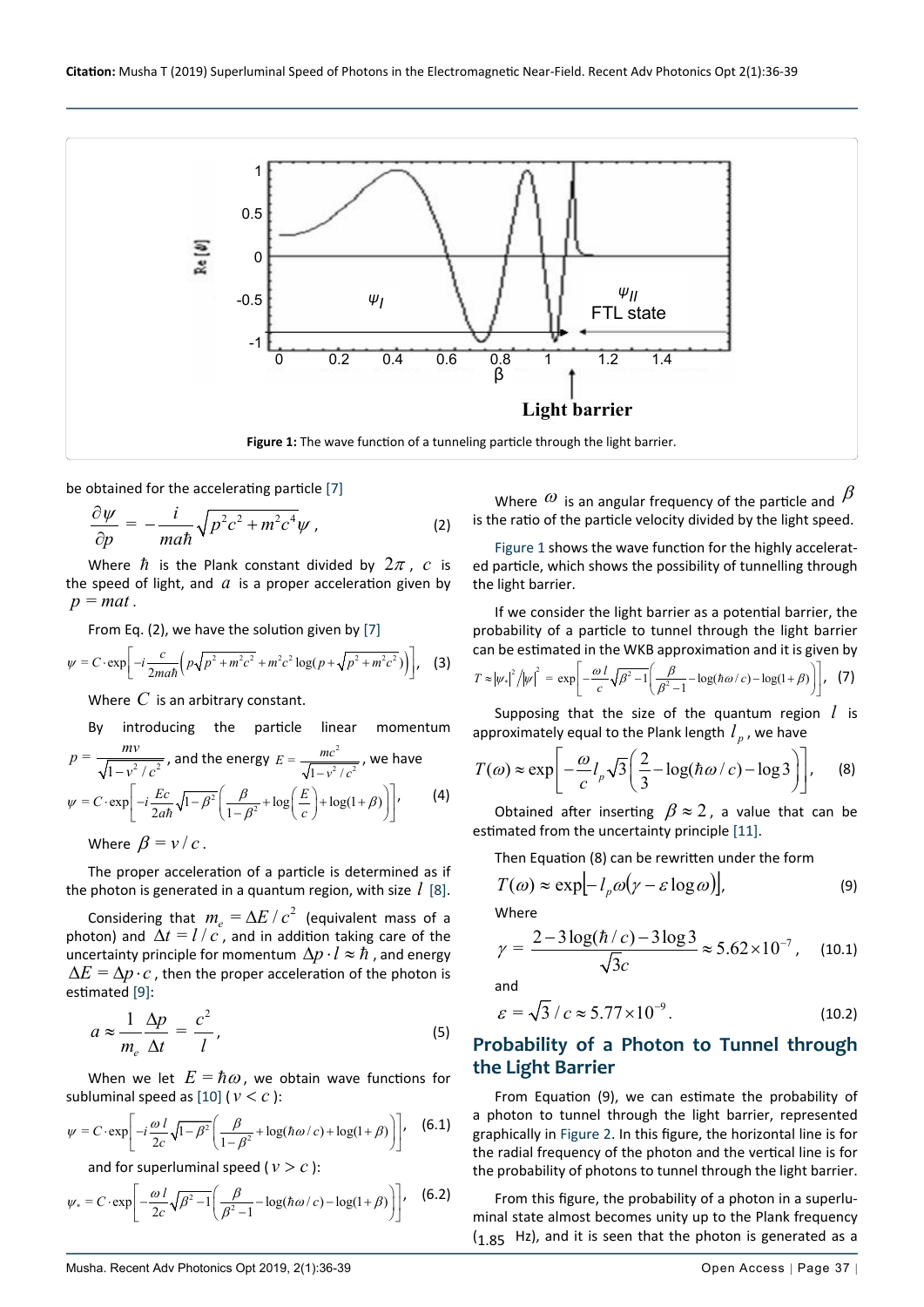**Figure 1:** The wave function of a tunneling particle through the light barrier.

be obtained for the accelerating particle [7]

$$\frac{\partial \psi}{\partial p} = -\frac{i}{ma\hbar}\sqrt{p^2c^2 + m^2c^4}\,\psi\,, \tag{2}$$

Where $\hbar$ is the Plank constant divided by $2\pi$, $c$ is the speed of light, and $a$ is a proper acceleration given by $p = mat$.

From Eq. (2), we have the solution given by [7]

$$\psi = C\cdot\exp\left[-i\frac{c}{2ma\hbar}\left(p\sqrt{p^2+m^2c^2} + m^2c^2\log(p+\sqrt{p^2+m^2c^2})\right)\right], \tag{3}$$

Where $C$ is an arbitrary constant.

By introducing the particle linear momentum $p = \frac{mv}{\sqrt{1-v^2/c^2}}$, and the energy $E = \frac{mc^2}{\sqrt{1-v^2/c^2}}$, we have

$$\psi = C\cdot\exp\left[-i\frac{Ec}{2a\hbar}\sqrt{1-\beta^2}\left(\frac{\beta}{1-\beta^2} + \log\left(\frac{E}{c}\right) + \log(1+\beta)\right)\right], \tag{4}$$

Where $\beta = v/c$.

The proper acceleration of a particle is determined as if the photon is generated in a quantum region, with size $l$ [8].

Considering that $m_e = \Delta E/c^2$ (equivalent mass of a photon) and $\Delta t = l/c$, and in addition taking care of the uncertainty principle for momentum $\Delta p \cdot l \approx \hbar$, and energy $\Delta E = \Delta p \cdot c$, then the proper acceleration of the photon is estimated [9]:

$$a \approx \frac{1}{m_e}\frac{\Delta p}{\Delta t} = \frac{c^2}{l}, \tag{5}$$

When we let $E = \hbar\omega$, we obtain wave functions for subluminal speed as [10] ($v < c$):

$$\psi = C\cdot\exp\left[-i\frac{\omega\, l}{2c}\sqrt{1-\beta^2}\left(\frac{\beta}{1-\beta^2} + \log(\hbar\omega/c) + \log(1+\beta)\right)\right], \tag{6.1}$$

and for superluminal speed ($v > c$):

$$\psi_* = C\cdot\exp\left[-\frac{\omega\, l}{2c}\sqrt{\beta^2-1}\left(\frac{\beta}{\beta^2-1} - \log(\hbar\omega/c) - \log(1+\beta)\right)\right], \tag{6.2}$$

Where $\omega$ is an angular frequency of the particle and $\beta$ is the ratio of the particle velocity divided by the light speed.

Figure 1 shows the wave function for the highly accelerated particle, which shows the possibility of tunnelling through the light barrier.

If we consider the light barrier as a potential barrier, the probability of a particle to tunnel through the light barrier can be estimated in the WKB approximation and it is given by

$$T \approx |\psi_*|^2/|\psi|^2 = \exp\left[-\frac{\omega\, l}{c}\sqrt{\beta^2-1}\left(\frac{\beta}{\beta^2-1} - \log(\hbar\omega/c) - \log(1+\beta)\right)\right], \tag{7}$$

Supposing that the size of the quantum region $l$ is approximately equal to the Plank length $l_p$, we have

$$T(\omega) \approx \exp\left[-\frac{\omega}{c}l_p\sqrt{3}\left(\frac{2}{3} - \log(\hbar\omega/c) - \log 3\right)\right], \tag{8}$$

Obtained after inserting $\beta \approx 2$, a value that can be estimated from the uncertainty principle [11].

Then Equation (8) can be rewritten under the form

$$T(\omega) \approx \exp[-l_p\omega(\gamma - \varepsilon\log\omega)], \tag{9}$$

Where

$$\gamma = \frac{2 - 3\log(\hbar/c) - 3\log 3}{\sqrt{3}c} \approx 5.62\times10^{-7}, \tag{10.1}$$

and

$$\varepsilon = \sqrt{3}/c \approx 5.77\times10^{-9}. \tag{10.2}$$

## Probability of a Photon to Tunnel through the Light Barrier

From Equation (9), we can estimate the probability of a photon to tunnel through the light barrier, represented graphically in Figure 2. In this figure, the horizontal line is for the radial frequency of the photon and the vertical line is for the probability of photons to tunnel through the light barrier.

From this figure, the probability of a photon in a superluminal state almost becomes unity up to the Plank frequency ($_{1.85}$ Hz), and it is seen that the photon is generated as a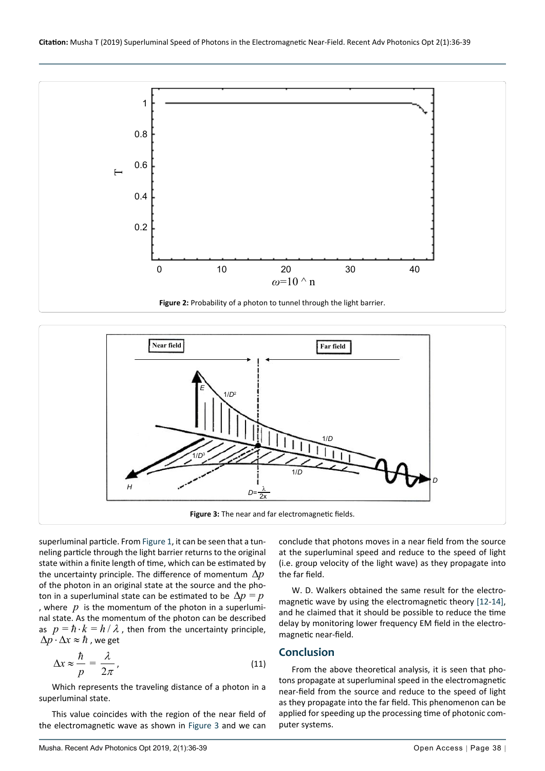Figure 2: Probability of a photon to tunnel through the light barrier.

Figure 3: The near and far electromagnetic fields.

superluminal particle. From Figure 1, it can be seen that a tunneling particle through the light barrier returns to the original state within a finite length of time, which can be estimated by the uncertainty principle. The difference of momentum $\Delta p$ of the photon in an original state at the source and the photon in a superluminal state can be estimated to be $\Delta p = p$, where $p$ is the momentum of the photon in a superluminal state. As the momentum of the photon can be described as $p = \hbar \cdot k = h / \lambda$, then from the uncertainty principle, $\Delta p \cdot \Delta x \approx \hbar$, we get

$$\Delta x \approx \frac{\hbar}{p} = \frac{\lambda}{2\pi}, \quad (11)$$

Which represents the traveling distance of a photon in a superluminal state.

This value coincides with the region of the near field of the electromagnetic wave as shown in Figure 3 and we can conclude that photons moves in a near field from the source at the superluminal speed and reduce to the speed of light (i.e. group velocity of the light wave) as they propagate into the far field.

W. D. Walkers obtained the same result for the electromagnetic wave by using the electromagnetic theory [12-14], and he claimed that it should be possible to reduce the time delay by monitoring lower frequency EM field in the electromagnetic near-field.

## Conclusion

From the above theoretical analysis, it is seen that photons propagate at superluminal speed in the electromagnetic near-field from the source and reduce to the speed of light as they propagate into the far field. This phenomenon can be applied for speeding up the processing time of photonic computer systems.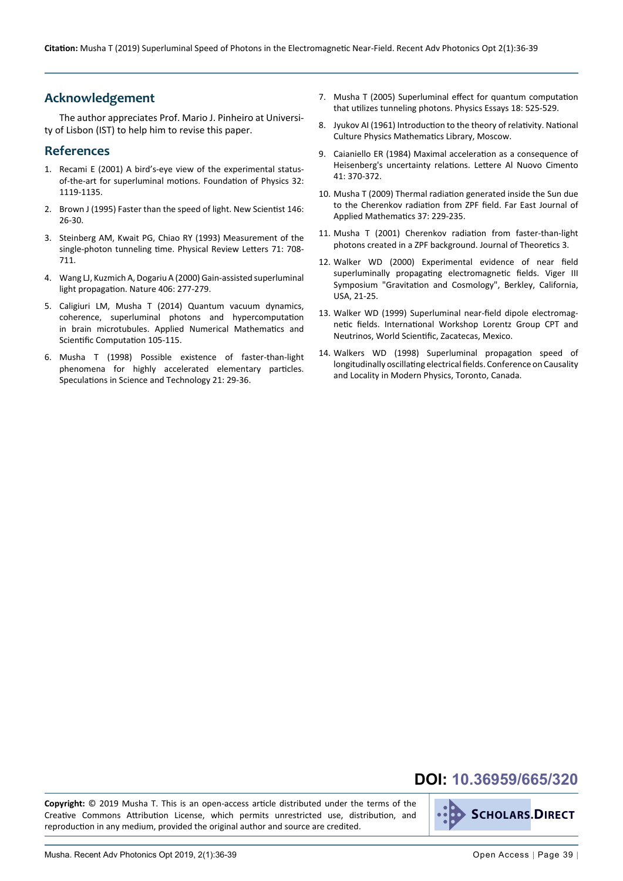## Acknowledgement

The author appreciates Prof. Mario J. Pinheiro at University of Lisbon (IST) to help him to revise this paper.

## References

1. Recami E (2001) A bird's-eye view of the experimental status-of-the-art for superluminal motions. Foundation of Physics 32: 1119-1135.
2. Brown J (1995) Faster than the speed of light. New Scientist 146: 26-30.
3. Steinberg AM, Kwait PG, Chiao RY (1993) Measurement of the single-photon tunneling time. Physical Review Letters 71: 708-711.
4. Wang LJ, Kuzmich A, Dogariu A (2000) Gain-assisted superluminal light propagation. Nature 406: 277-279.
5. Caligiuri LM, Musha T (2014) Quantum vacuum dynamics, coherence, superluminal photons and hypercomputation in brain microtubules. Applied Numerical Mathematics and Scientific Computation 105-115.
6. Musha T (1998) Possible existence of faster-than-light phenomena for highly accelerated elementary particles. Speculations in Science and Technology 21: 29-36.
7. Musha T (2005) Superluminal effect for quantum computation that utilizes tunneling photons. Physics Essays 18: 525-529.
8. Jyukov AI (1961) Introduction to the theory of relativity. National Culture Physics Mathematics Library, Moscow.
9. Caianiello ER (1984) Maximal acceleration as a consequence of Heisenberg's uncertainty relations. Lettere Al Nuovo Cimento 41: 370-372.
10. Musha T (2009) Thermal radiation generated inside the Sun due to the Cherenkov radiation from ZPF field. Far East Journal of Applied Mathematics 37: 229-235.
11. Musha T (2001) Cherenkov radiation from faster-than-light photons created in a ZPF background. Journal of Theoretics 3.
12. Walker WD (2000) Experimental evidence of near field superluminally propagating electromagnetic fields. Viger III Symposium "Gravitation and Cosmology", Berkley, California, USA, 21-25.
13. Walker WD (1999) Superluminal near-field dipole electromagnetic fields. International Workshop Lorentz Group CPT and Neutrinos, World Scientific, Zacatecas, Mexico.
14. Walkers WD (1998) Superluminal propagation speed of longitudinally oscillating electrical fields. Conference on Causality and Locality in Modern Physics, Toronto, Canada.

**DOI: 10.36959/665/320**

**Copyright:** © 2019 Musha T. This is an open-access article distributed under the terms of the Creative Commons Attribution License, which permits unrestricted use, distribution, and reproduction in any medium, provided the original author and source are credited.